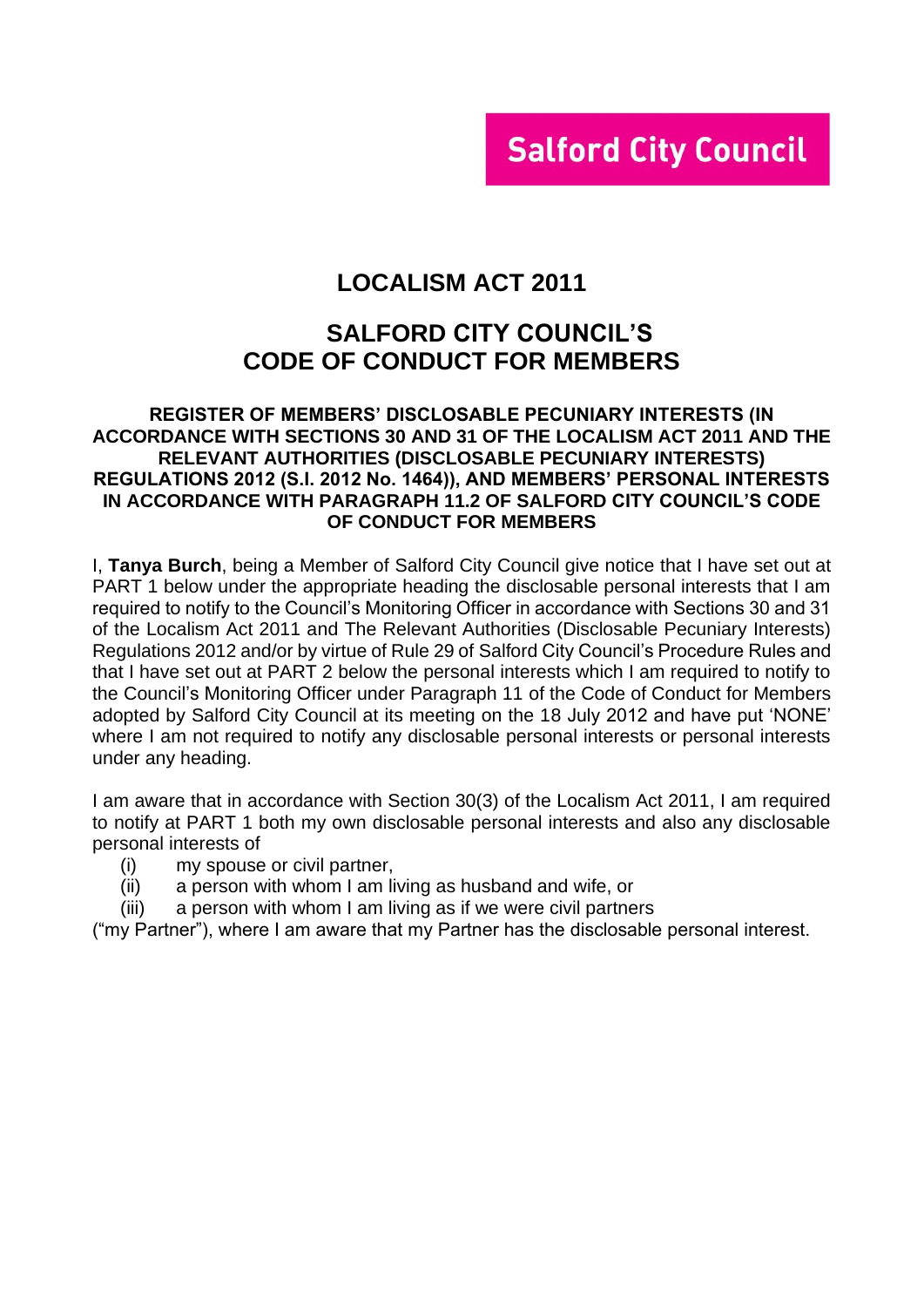**Salford City Council**

# LOCALISM ACT 2011

## SALFORD CITY COUNCIL'S CODE OF CONDUCT FOR MEMBERS

### REGISTER OF MEMBERS' DISCLOSABLE PECUNIARY INTERESTS (IN ACCORDANCE WITH SECTIONS 30 AND 31 OF THE LOCALISM ACT 2011 AND THE RELEVANT AUTHORITIES (DISCLOSABLE PECUNIARY INTERESTS) REGULATIONS 2012 (S.I. 2012 No. 1464)), AND MEMBERS' PERSONAL INTERESTS IN ACCORDANCE WITH PARAGRAPH 11.2 OF SALFORD CITY COUNCIL'S CODE OF CONDUCT FOR MEMBERS

I, **Tanya Burch**, being a Member of Salford City Council give notice that I have set out at PART 1 below under the appropriate heading the disclosable personal interests that I am required to notify to the Council's Monitoring Officer in accordance with Sections 30 and 31 of the Localism Act 2011 and The Relevant Authorities (Disclosable Pecuniary Interests) Regulations 2012 and/or by virtue of Rule 29 of Salford City Council's Procedure Rules and that I have set out at PART 2 below the personal interests which I am required to notify to the Council's Monitoring Officer under Paragraph 11 of the Code of Conduct for Members adopted by Salford City Council at its meeting on the 18 July 2012 and have put 'NONE' where I am not required to notify any disclosable personal interests or personal interests under any heading.

I am aware that in accordance with Section 30(3) of the Localism Act 2011, I am required to notify at PART 1 both my own disclosable personal interests and also any disclosable personal interests of

(i) my spouse or civil partner,
(ii) a person with whom I am living as husband and wife, or
(iii) a person with whom I am living as if we were civil partners

("my Partner"), where I am aware that my Partner has the disclosable personal interest.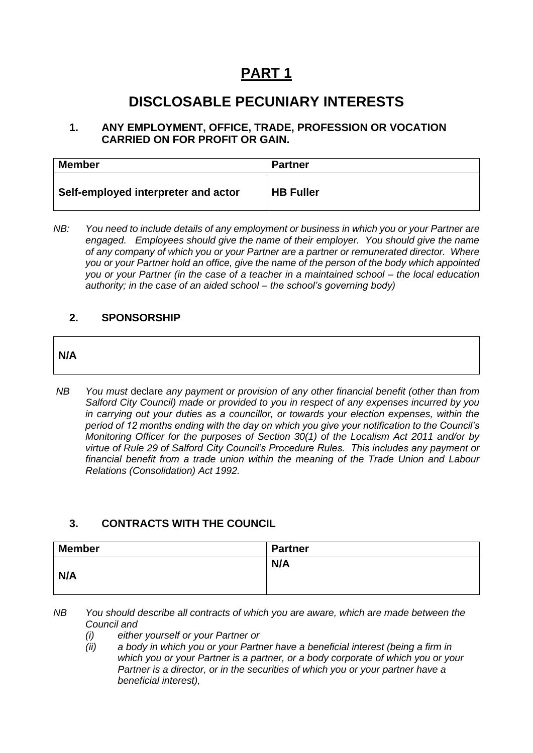# PART 1

## DISCLOSABLE PECUNIARY INTERESTS

### 1. ANY EMPLOYMENT, OFFICE, TRADE, PROFESSION OR VOCATION CARRIED ON FOR PROFIT OR GAIN.

| Member | Partner |
| --- | --- |
| Self-employed interpreter and actor | HB Fuller |

*NB: You need to include details of any employment or business in which you or your Partner are engaged. Employees should give the name of their employer. You should give the name of any company of which you or your Partner are a partner or remunerated director. Where you or your Partner hold an office, give the name of the person of the body which appointed you or your Partner (in the case of a teacher in a maintained school – the local education authority; in the case of an aided school – the school's governing body)*

### 2. SPONSORSHIP

| N/A |
| --- |

*NB You must* declare *any payment or provision of any other financial benefit (other than from Salford City Council) made or provided to you in respect of any expenses incurred by you in carrying out your duties as a councillor, or towards your election expenses, within the period of 12 months ending with the day on which you give your notification to the Council's Monitoring Officer for the purposes of Section 30(1) of the Localism Act 2011 and/or by virtue of Rule 29 of Salford City Council's Procedure Rules. This includes any payment or financial benefit from a trade union within the meaning of the Trade Union and Labour Relations (Consolidation) Act 1992.*

### 3. CONTRACTS WITH THE COUNCIL

| Member | Partner |
| --- | --- |
| N/A | N/A |

*NB You should describe all contracts of which you are aware, which are made between the Council and*

*(i) either yourself or your Partner or*

*(ii) a body in which you or your Partner have a beneficial interest (being a firm in which you or your Partner is a partner, or a body corporate of which you or your Partner is a director, or in the securities of which you or your partner have a beneficial interest),*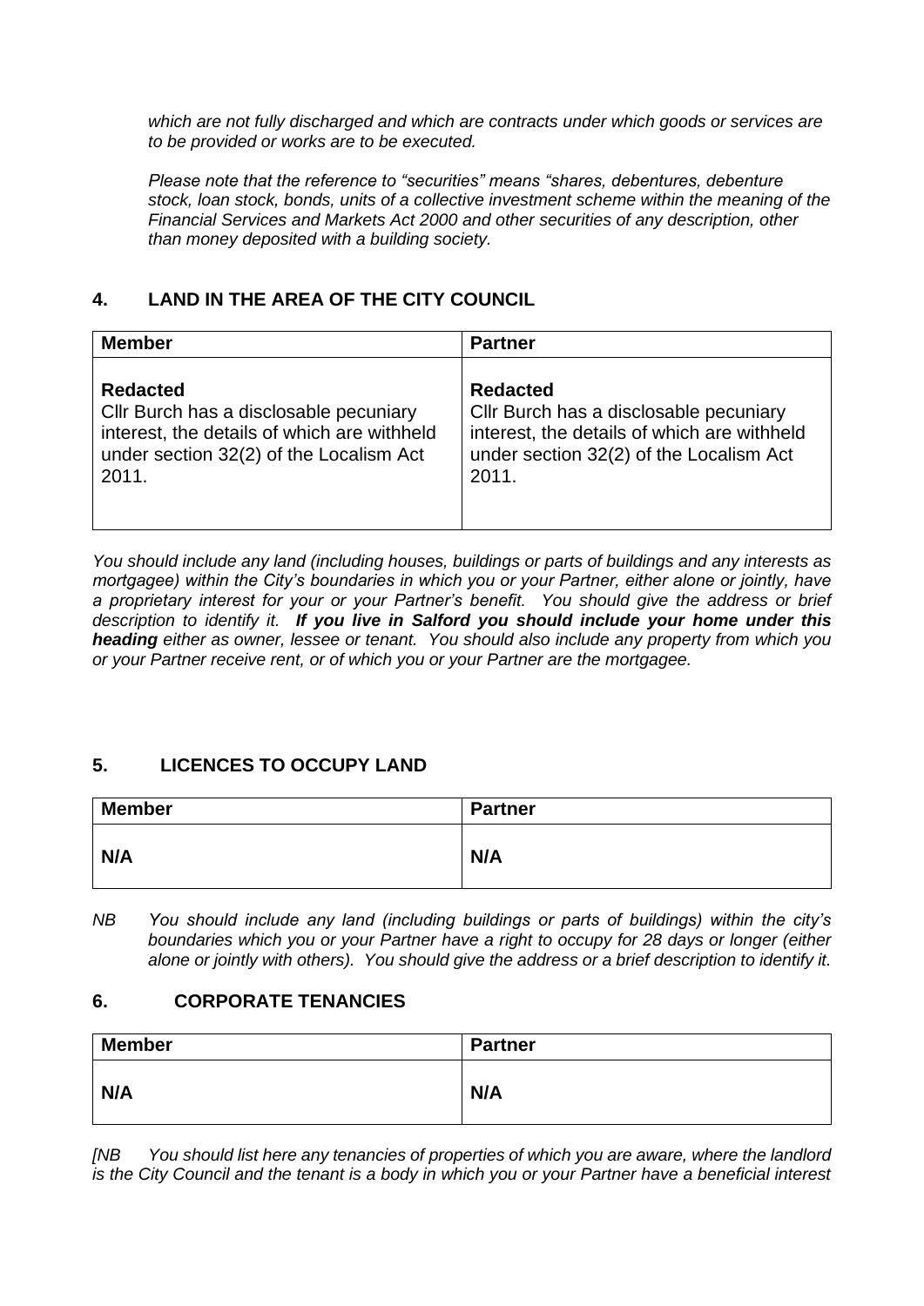*which are not fully discharged and which are contracts under which goods or services are to be provided or works are to be executed.*

*Please note that the reference to "securities" means "shares, debentures, debenture stock, loan stock, bonds, units of a collective investment scheme within the meaning of the Financial Services and Markets Act 2000 and other securities of any description, other than money deposited with a building society.*

## 4. LAND IN THE AREA OF THE CITY COUNCIL

| **Member** | **Partner** |
|---|---|
| **Redacted**<br>Cllr Burch has a disclosable pecuniary interest, the details of which are withheld under section 32(2) of the Localism Act 2011. | **Redacted**<br>Cllr Burch has a disclosable pecuniary interest, the details of which are withheld under section 32(2) of the Localism Act 2011. |

*You should include any land (including houses, buildings or parts of buildings and any interests as mortgagee) within the City's boundaries in which you or your Partner, either alone or jointly, have a proprietary interest for your or your Partner's benefit. You should give the address or brief description to identify it.* ***If you live in Salford you should include your home under this heading*** *either as owner, lessee or tenant. You should also include any property from which you or your Partner receive rent, or of which you or your Partner are the mortgagee.*

## 5. LICENCES TO OCCUPY LAND

| **Member** | **Partner** |
|---|---|
| **N/A** | **N/A** |

*NB You should include any land (including buildings or parts of buildings) within the city's boundaries which you or your Partner have a right to occupy for 28 days or longer (either alone or jointly with others). You should give the address or a brief description to identify it.*

## 6. CORPORATE TENANCIES

| **Member** | **Partner** |
|---|---|
| **N/A** | **N/A** |

*[NB You should list here any tenancies of properties of which you are aware, where the landlord is the City Council and the tenant is a body in which you or your Partner have a beneficial interest*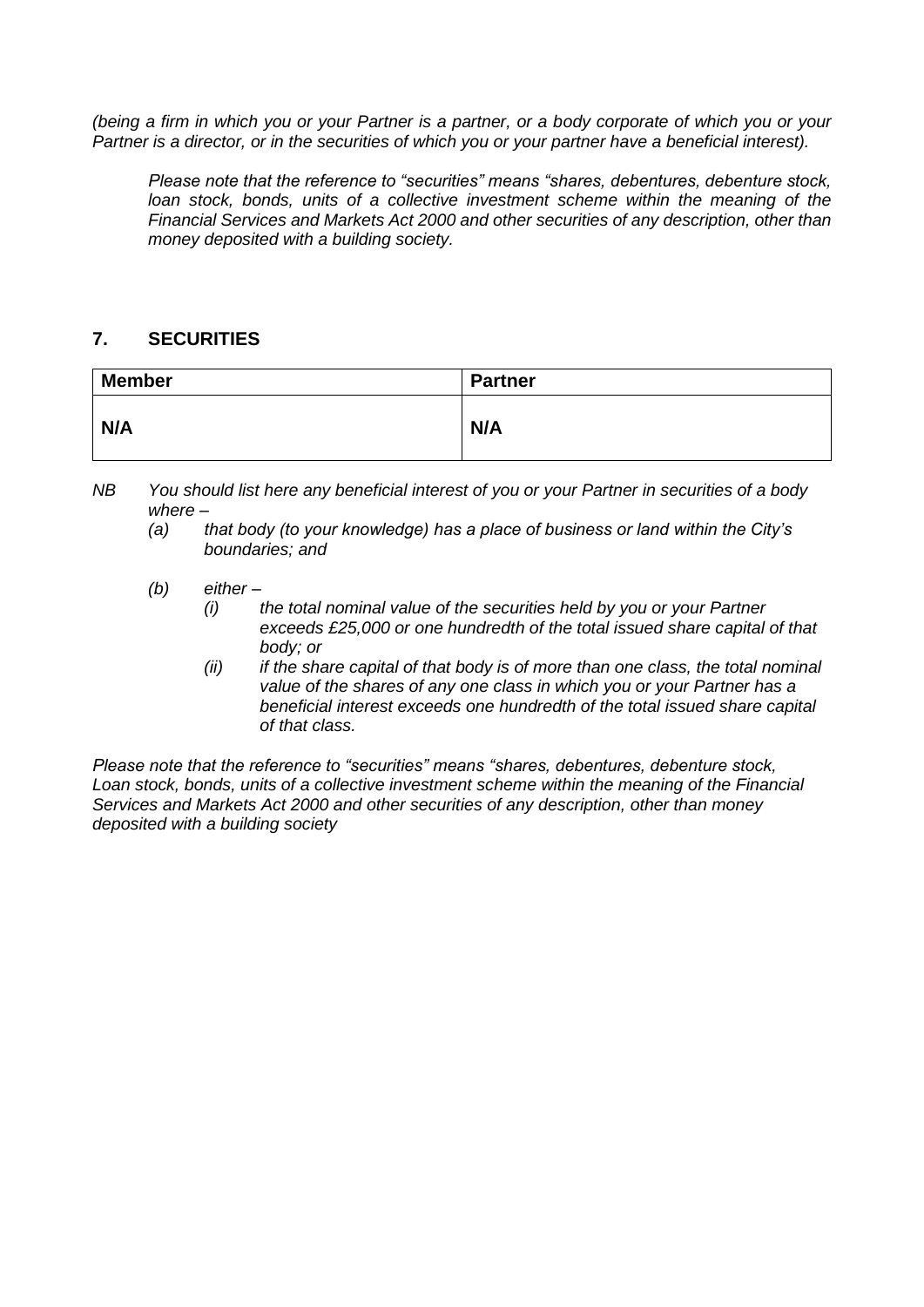*(being a firm in which you or your Partner is a partner, or a body corporate of which you or your Partner is a director, or in the securities of which you or your partner have a beneficial interest).*

> *Please note that the reference to "securities" means "shares, debentures, debenture stock, loan stock, bonds, units of a collective investment scheme within the meaning of the Financial Services and Markets Act 2000 and other securities of any description, other than money deposited with a building society.*

## 7. SECURITIES

| Member | Partner |
|---|---|
| **N/A** | **N/A** |

*NB You should list here any beneficial interest of you or your Partner in securities of a body where –*

- *(a) that body (to your knowledge) has a place of business or land within the City's boundaries; and*
- *(b) either –*
  - *(i) the total nominal value of the securities held by you or your Partner exceeds £25,000 or one hundredth of the total issued share capital of that body; or*
  - *(ii) if the share capital of that body is of more than one class, the total nominal value of the shares of any one class in which you or your Partner has a beneficial interest exceeds one hundredth of the total issued share capital of that class.*

*Please note that the reference to "securities" means "shares, debentures, debenture stock, Loan stock, bonds, units of a collective investment scheme within the meaning of the Financial Services and Markets Act 2000 and other securities of any description, other than money deposited with a building society*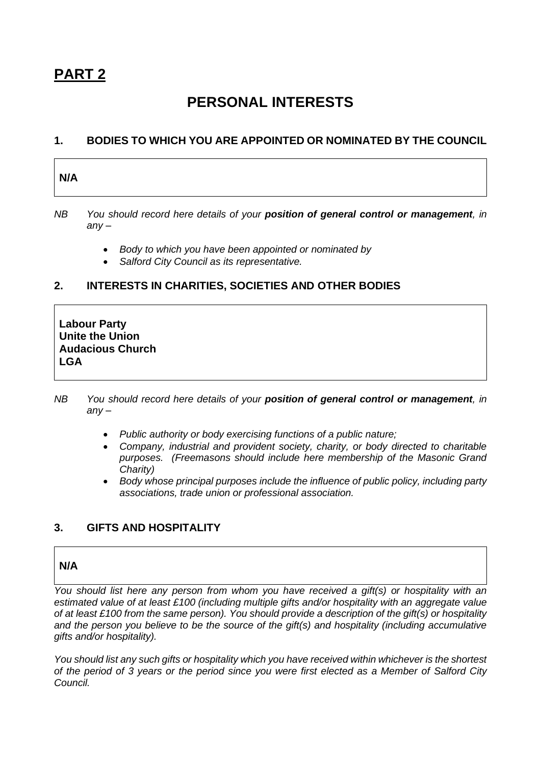# PART 2

## PERSONAL INTERESTS

### 1. BODIES TO WHICH YOU ARE APPOINTED OR NOMINATED BY THE COUNCIL

**N/A**

*NB You should record here details of your **position of general control or management**, in any –*

- *Body to which you have been appointed or nominated by*
- *Salford City Council as its representative.*

### 2. INTERESTS IN CHARITIES, SOCIETIES AND OTHER BODIES

**Labour Party**
**Unite the Union**
**Audacious Church**
**LGA**

*NB You should record here details of your **position of general control or management**, in any –*

- *Public authority or body exercising functions of a public nature;*
- *Company, industrial and provident society, charity, or body directed to charitable purposes. (Freemasons should include here membership of the Masonic Grand Charity)*
- *Body whose principal purposes include the influence of public policy, including party associations, trade union or professional association.*

### 3. GIFTS AND HOSPITALITY

**N/A**

*You should list here any person from whom you have received a gift(s) or hospitality with an estimated value of at least £100 (including multiple gifts and/or hospitality with an aggregate value of at least £100 from the same person). You should provide a description of the gift(s) or hospitality and the person you believe to be the source of the gift(s) and hospitality (including accumulative gifts and/or hospitality).*

*You should list any such gifts or hospitality which you have received within whichever is the shortest of the period of 3 years or the period since you were first elected as a Member of Salford City Council.*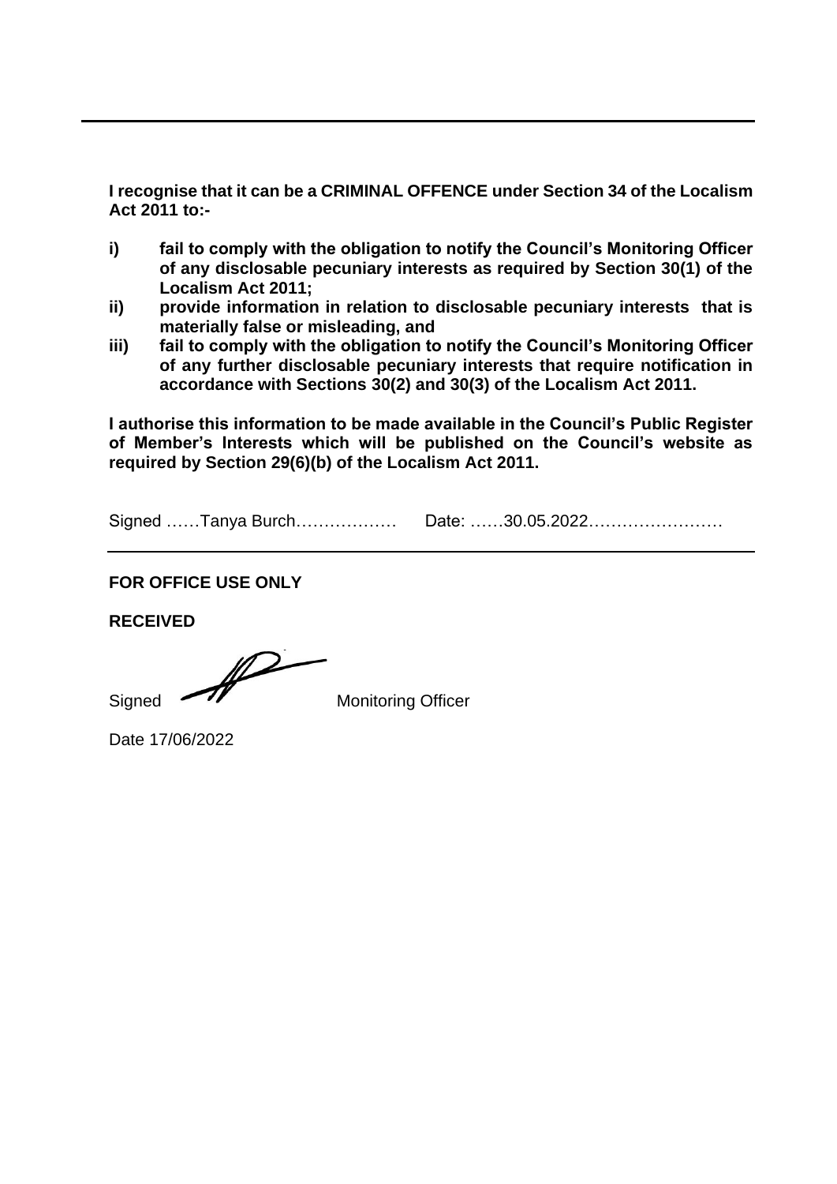**I recognise that it can be a CRIMINAL OFFENCE under Section 34 of the Localism Act 2011 to:-**

**i) fail to comply with the obligation to notify the Council's Monitoring Officer of any disclosable pecuniary interests as required by Section 30(1) of the Localism Act 2011;**

**ii) provide information in relation to disclosable pecuniary interests that is materially false or misleading, and**

**iii) fail to comply with the obligation to notify the Council's Monitoring Officer of any further disclosable pecuniary interests that require notification in accordance with Sections 30(2) and 30(3) of the Localism Act 2011.**

**I authorise this information to be made available in the Council's Public Register of Member's Interests which will be published on the Council's website as required by Section 29(6)(b) of the Localism Act 2011.**

Signed ……Tanya Burch……………… Date: ……30.05.2022……………………

**FOR OFFICE USE ONLY**

**RECEIVED**

Signed Monitoring Officer

Date 17/06/2022